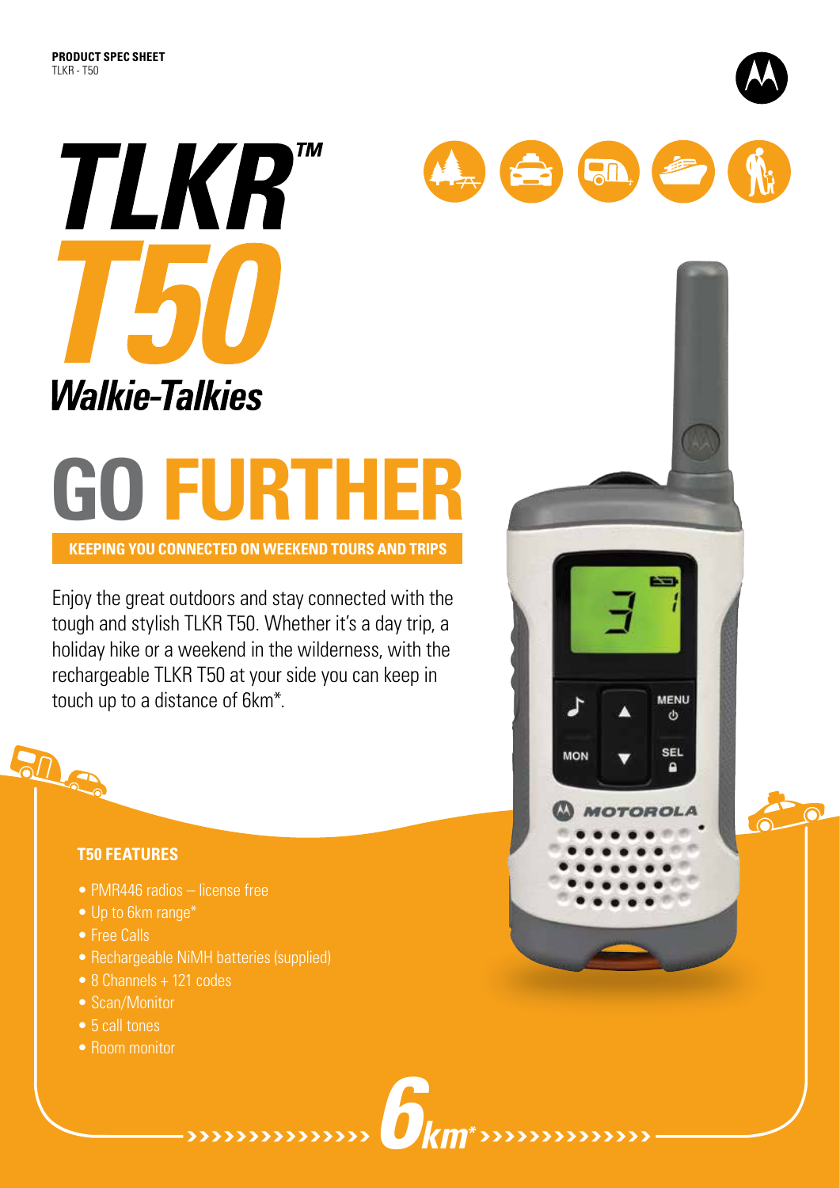**PRODUCT SPEC SHEET**
TLKR - T50

# TLKR™ T50 Walkie-Talkies

# GO FURTHER

**KEEPING YOU CONNECTED ON WEEKEND TOURS AND TRIPS**

Enjoy the great outdoors and stay connected with the tough and stylish TLKR T50. Whether it's a day trip, a holiday hike or a weekend in the wilderness, with the rechargeable TLKR T50 at your side you can keep in touch up to a distance of 6km*.

### T50 FEATURES

- PMR446 radios – license free
- Up to 6km range*
- Free Calls
- Rechargeable NiMH batteries (supplied)
- 8 Channels + 121 codes
- Scan/Monitor
- 5 call tones
- Room monitor

6km*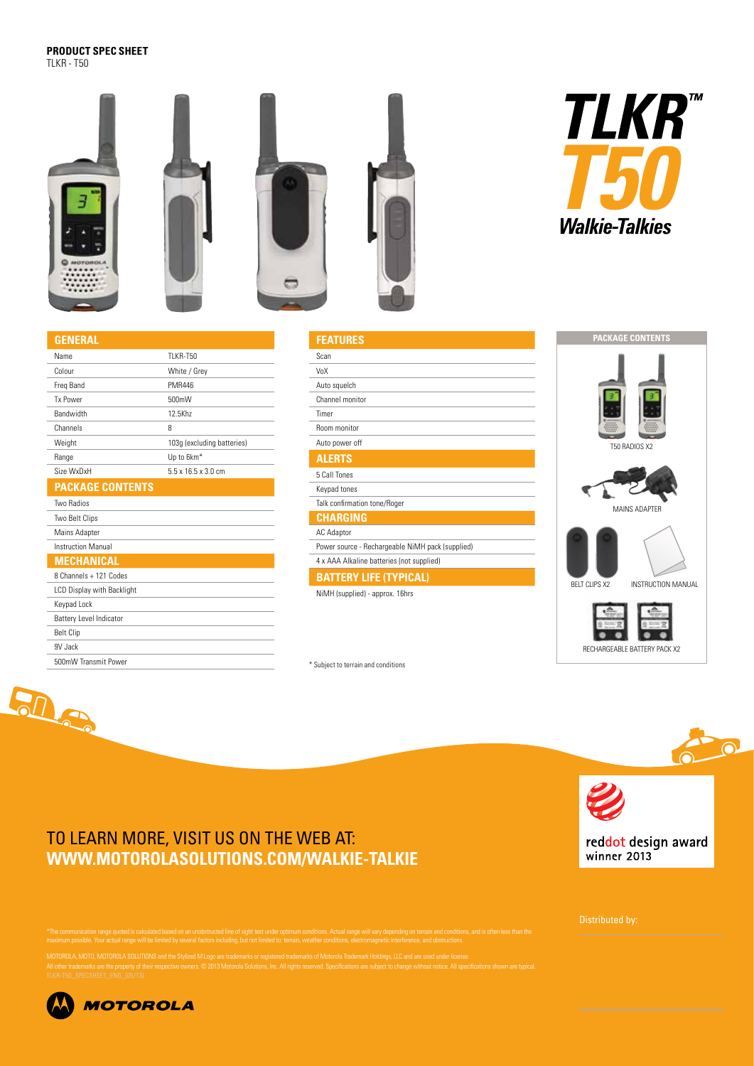**PRODUCT SPEC SHEET**
TLKR - T50

# TLKR™ T50 Walkie-Talkies

## GENERAL

| | |
|---|---|
| Name | TLKR-T50 |
| Colour | White / Grey |
| Freq Band | PMR446 |
| Tx Power | 500mW |
| Bandwidth | 12.5Khz |
| Channels | 8 |
| Weight | 103g (excluding batteries) |
| Range | Up to 6km* |
| Size WxDxH | 5.5 x 16.5 x 3.0 cm |

## PACKAGE CONTENTS

- Two Radios
- Two Belt Clips
- Mains Adapter
- Instruction Manual

## MECHANICAL

- 8 Channels + 121 Codes
- LCD Display with Backlight
- Keypad Lock
- Battery Level Indicator
- Belt Clip
- 9V Jack
- 500mW Transmit Power

## FEATURES

- Scan
- VoX
- Auto squelch
- Channel monitor
- Timer
- Room monitor
- Auto power off

## ALERTS

- 5 Call Tones
- Keypad tones
- Talk confirmation tone/Roger

## CHARGING

- AC Adaptor
- Power source - Rechargeable NiMH pack (supplied)
- 4 x AAA Alkaline batteries (not supplied)

## BATTERY LIFE (TYPICAL)

NiMH (supplied) - approx. 16hrs

\* Subject to terrain and conditions

## PACKAGE CONTENTS

T50 RADIOS X2

MAINS ADAPTER

BELT CLIPS X2

INSTRUCTION MANUAL

RECHARGEABLE BATTERY PACK X2

TO LEARN MORE, VISIT US ON THE WEB AT:
**WWW.MOTOROLASOLUTIONS.COM/WALKIE-TALKIE**

reddot design award winner 2013

Distributed by:

*The communication range quoted is calculated based on an unobstructed line of sight test under optimum conditions. Actual range will vary depending on terrain and conditions, and is often less than the maximum possible. Your actual range will be limited by several factors including, but not limited to: terrain, weather conditions, electromagnetic interference, and obstructions.

MOTOROLA, MOTO, MOTOROLA SOLUTIONS and the Stylized M Logo are trademarks or registered trademarks of Motorola Trademark Holdings, LLC and are used under license. All other trademarks are the property of their respective owners. © 2013 Motorola Solutions, Inc. All rights reserved. Specifications are subject to change without notice. All specifications shown are typical. TLKR-T50_SPECSHEET_ENG_(05/13)

MOTOROLA